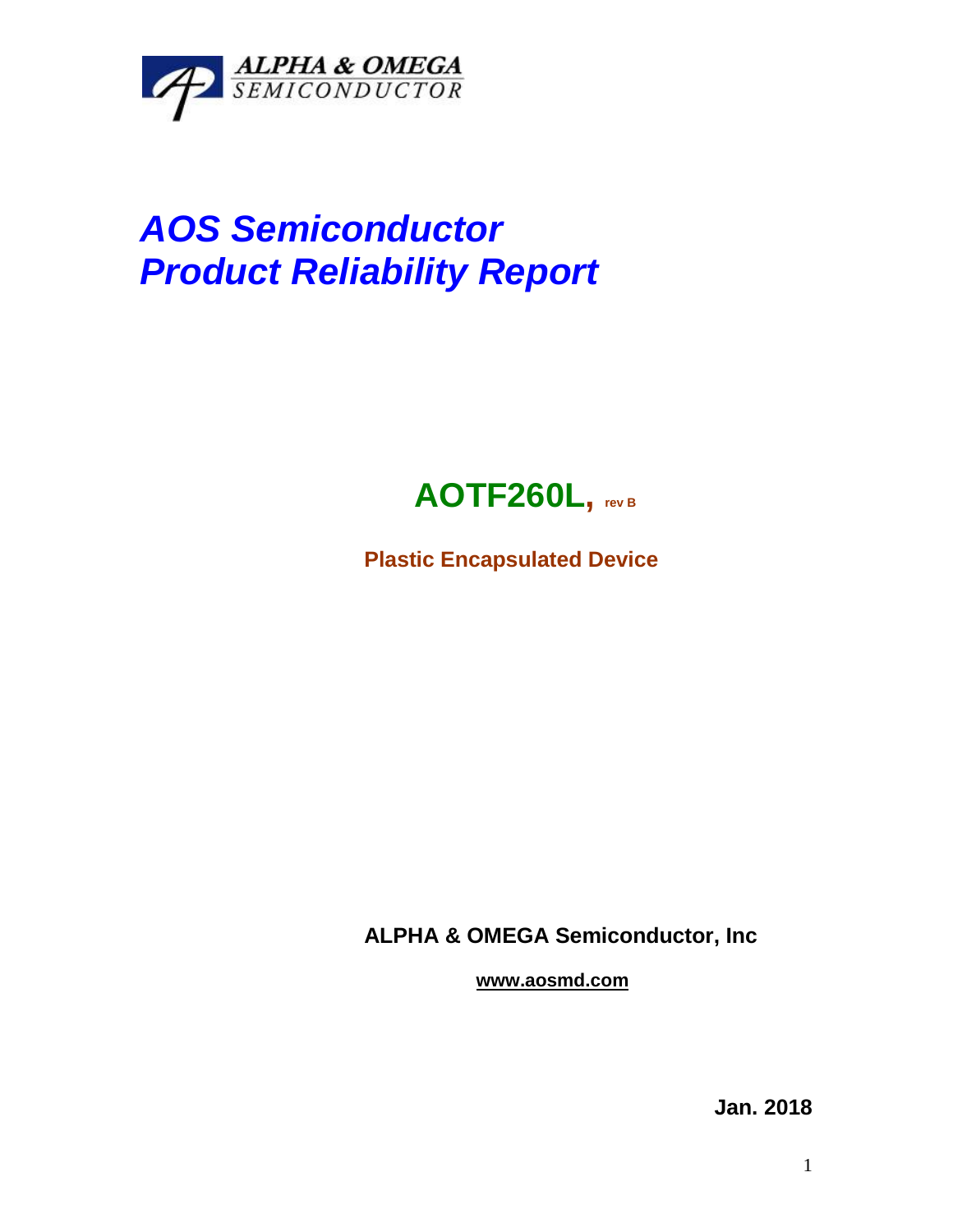ALPHA & OMEGA
SEMICONDUCTOR

# *AOS Semiconductor*
# *Product Reliability Report*

## AOTF260L, rev B

**Plastic Encapsulated Device**

**ALPHA & OMEGA Semiconductor, Inc**

**www.aosmd.com**

**Jan. 2018**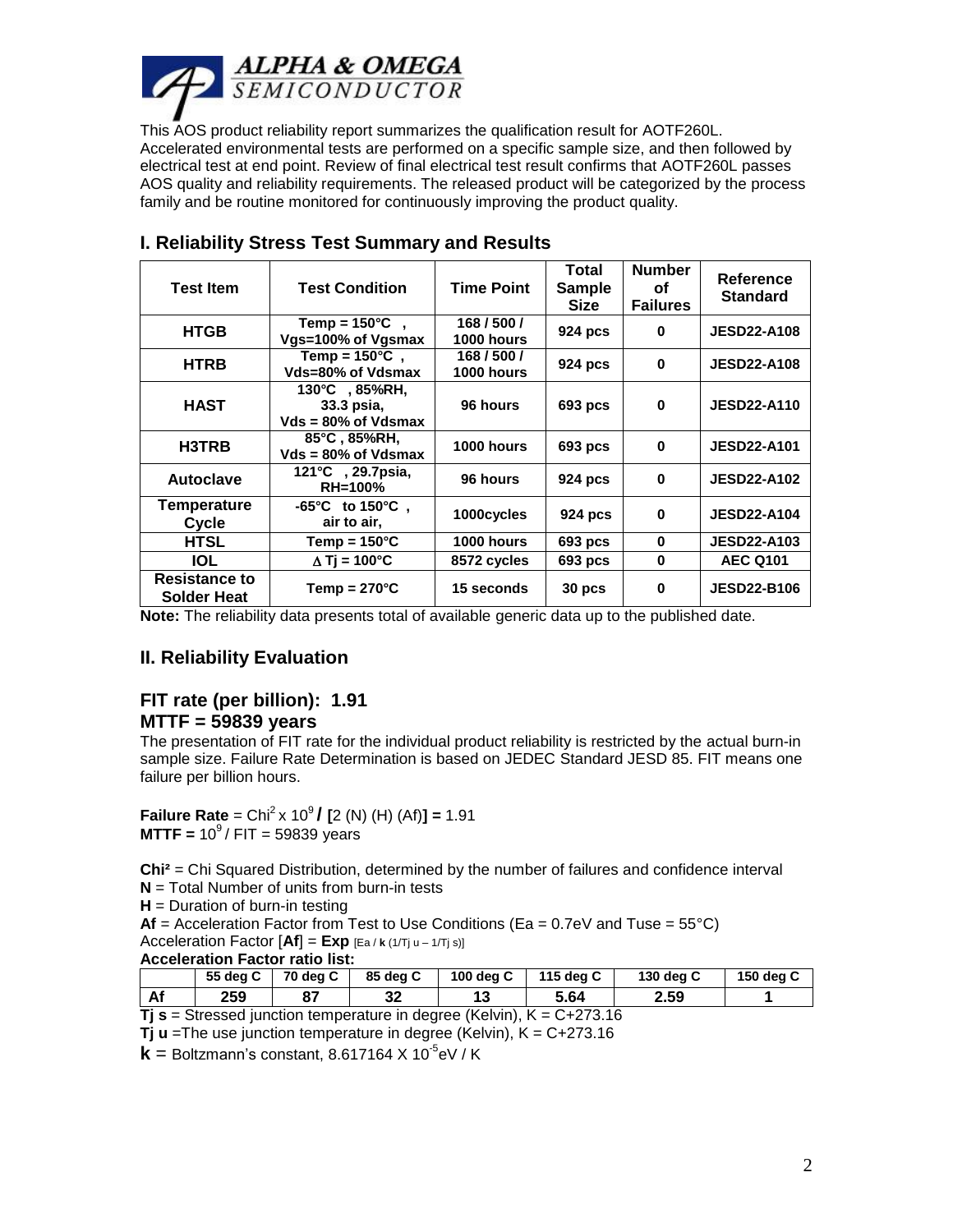ALPHA & OMEGA SEMICONDUCTOR

This AOS product reliability report summarizes the qualification result for AOTF260L. Accelerated environmental tests are performed on a specific sample size, and then followed by electrical test at end point. Review of final electrical test result confirms that AOTF260L passes AOS quality and reliability requirements. The released product will be categorized by the process family and be routine monitored for continuously improving the product quality.

## I. Reliability Stress Test Summary and Results

| Test Item | Test Condition | Time Point | Total Sample Size | Number of Failures | Reference Standard |
|---|---|---|---|---|---|
| HTGB | Temp = 150°C , Vgs=100% of Vgsmax | 168 / 500 / 1000 hours | 924 pcs | 0 | JESD22-A108 |
| HTRB | Temp = 150°C , Vds=80% of Vdsmax | 168 / 500 / 1000 hours | 924 pcs | 0 | JESD22-A108 |
| HAST | 130°C , 85%RH, 33.3 psia, Vds = 80% of Vdsmax | 96 hours | 693 pcs | 0 | JESD22-A110 |
| H3TRB | 85°C , 85%RH, Vds = 80% of Vdsmax | 1000 hours | 693 pcs | 0 | JESD22-A101 |
| Autoclave | 121°C , 29.7psia, RH=100% | 96 hours | 924 pcs | 0 | JESD22-A102 |
| Temperature Cycle | -65°C to 150°C , air to air, | 1000cycles | 924 pcs | 0 | JESD22-A104 |
| HTSL | Temp = 150°C | 1000 hours | 693 pcs | 0 | JESD22-A103 |
| IOL | $\Delta$ Tj = 100°C | 8572 cycles | 693 pcs | 0 | AEC Q101 |
| Resistance to Solder Heat | Temp = 270°C | 15 seconds | 30 pcs | 0 | JESD22-B106 |

**Note:** The reliability data presents total of available generic data up to the published date.

## II. Reliability Evaluation

### FIT rate (per billion): 1.91
### MTTF = 59839 years

The presentation of FIT rate for the individual product reliability is restricted by the actual burn-in sample size. Failure Rate Determination is based on JEDEC Standard JESD 85. FIT means one failure per billion hours.

**Failure Rate** = $Chi^2 \times 10^9$ **/ [**2 (N) (H) (Af)**] =** 1.91
**MTTF =** $10^9$ / FIT = 59839 years

**Chi²** = Chi Squared Distribution, determined by the number of failures and confidence interval
**N** = Total Number of units from burn-in tests
**H** = Duration of burn-in testing
**Af** = Acceleration Factor from Test to Use Conditions (Ea = 0.7eV and Tuse = 55°C)
Acceleration Factor [**Af**] = **Exp** [Ea / **k** (1/Tj u – 1/Tj s)]

**Acceleration Factor ratio list:**

| | 55 deg C | 70 deg C | 85 deg C | 100 deg C | 115 deg C | 130 deg C | 150 deg C |
|---|---|---|---|---|---|---|---|
| Af | 259 | 87 | 32 | 13 | 5.64 | 2.59 | 1 |

**Tj s** = Stressed junction temperature in degree (Kelvin), K = C+273.16
**Tj u** =The use junction temperature in degree (Kelvin), K = C+273.16
**k** = Boltzmann's constant, 8.617164 X $10^{-5}$eV / K